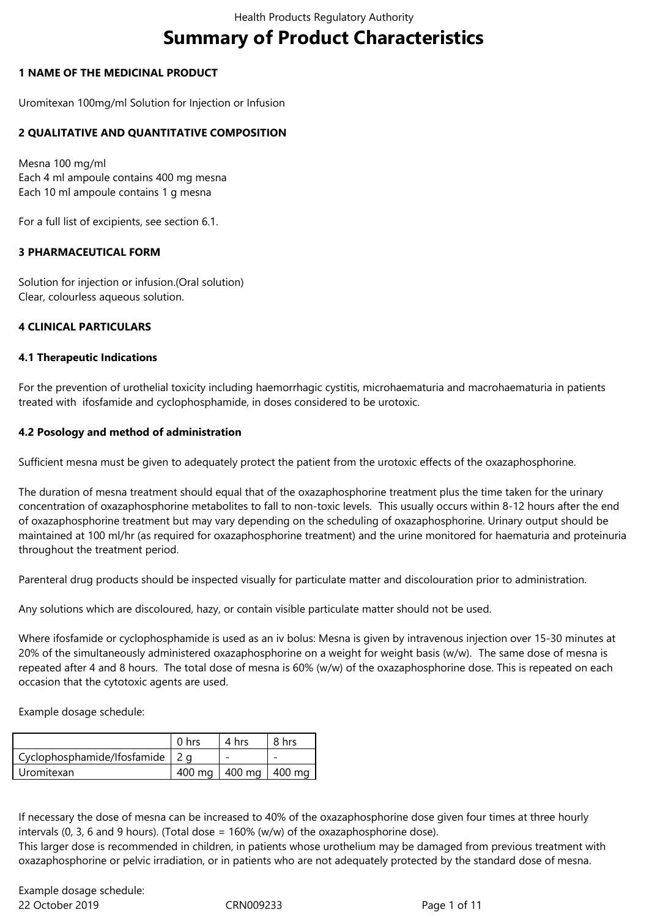# Summary of Product Characteristics

## 1 NAME OF THE MEDICINAL PRODUCT

Uromitexan 100mg/ml Solution for Injection or Infusion

## 2 QUALITATIVE AND QUANTITATIVE COMPOSITION

Mesna 100 mg/ml
Each 4 ml ampoule contains 400 mg mesna
Each 10 ml ampoule contains 1 g mesna

For a full list of excipients, see section 6.1.

## 3 PHARMACEUTICAL FORM

Solution for injection or infusion.(Oral solution)
Clear, colourless aqueous solution.

## 4 CLINICAL PARTICULARS

### 4.1 Therapeutic Indications

For the prevention of urothelial toxicity including haemorrhagic cystitis, microhaematuria and macrohaematuria in patients treated with ifosfamide and cyclophosphamide, in doses considered to be urotoxic.

### 4.2 Posology and method of administration

Sufficient mesna must be given to adequately protect the patient from the urotoxic effects of the oxazaphosphorine.

The duration of mesna treatment should equal that of the oxazaphosphorine treatment plus the time taken for the urinary concentration of oxazaphosphorine metabolites to fall to non-toxic levels. This usually occurs within 8-12 hours after the end of oxazaphosphorine treatment but may vary depending on the scheduling of oxazaphosphorine. Urinary output should be maintained at 100 ml/hr (as required for oxazaphosphorine treatment) and the urine monitored for haematuria and proteinuria throughout the treatment period.

Parenteral drug products should be inspected visually for particulate matter and discolouration prior to administration.

Any solutions which are discoloured, hazy, or contain visible particulate matter should not be used.

Where ifosfamide or cyclophosphamide is used as an iv bolus: Mesna is given by intravenous injection over 15-30 minutes at 20% of the simultaneously administered oxazaphosphorine on a weight for weight basis (w/w). The same dose of mesna is repeated after 4 and 8 hours. The total dose of mesna is 60% (w/w) of the oxazaphosphorine dose. This is repeated on each occasion that the cytotoxic agents are used.

Example dosage schedule:

| | 0 hrs | 4 hrs | 8 hrs |
|---|---|---|---|
| Cyclophosphamide/Ifosfamide | 2 g | - | - |
| Uromitexan | 400 mg | 400 mg | 400 mg |

If necessary the dose of mesna can be increased to 40% of the oxazaphosphorine dose given four times at three hourly intervals (0, 3, 6 and 9 hours). (Total dose = 160% (w/w) of the oxazaphosphorine dose).
This larger dose is recommended in children, in patients whose urothelium may be damaged from previous treatment with oxazaphosphorine or pelvic irradiation, or in patients who are not adequately protected by the standard dose of mesna.

Example dosage schedule: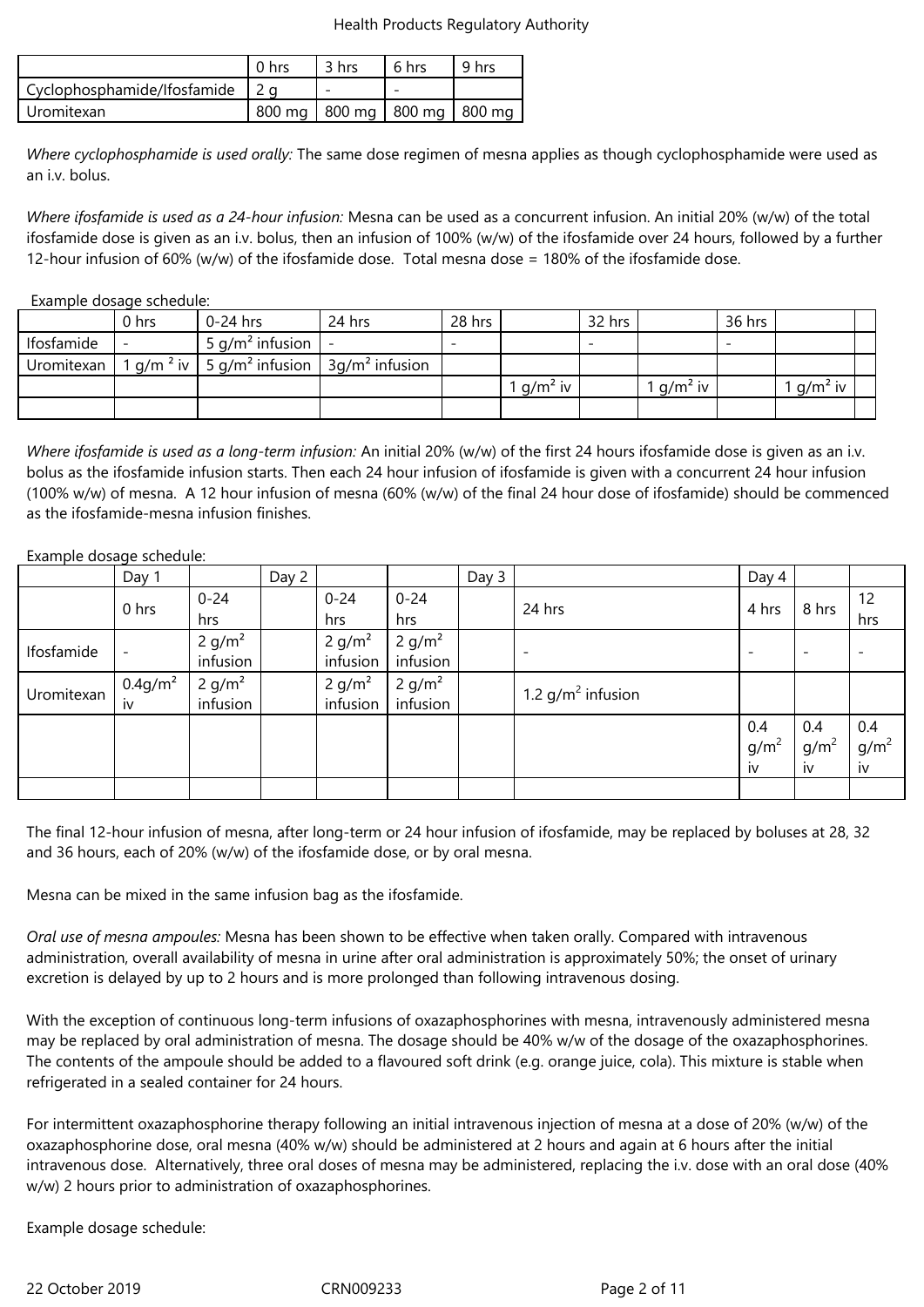| | 0 hrs | 3 hrs | 6 hrs | 9 hrs |
|---|---|---|---|---|
| Cyclophosphamide/Ifosfamide | 2 g | - | - | |
| Uromitexan | 800 mg | 800 mg | 800 mg | 800 mg |

*Where cyclophosphamide is used orally:* The same dose regimen of mesna applies as though cyclophosphamide were used as an i.v. bolus.

*Where ifosfamide is used as a 24-hour infusion:* Mesna can be used as a concurrent infusion. An initial 20% (w/w) of the total ifosfamide dose is given as an i.v. bolus, then an infusion of 100% (w/w) of the ifosfamide over 24 hours, followed by a further 12-hour infusion of 60% (w/w) of the ifosfamide dose. Total mesna dose = 180% of the ifosfamide dose.

Example dosage schedule:

| | 0 hrs | 0-24 hrs | 24 hrs | 28 hrs | | 32 hrs | | 36 hrs | | |
|---|---|---|---|---|---|---|---|---|---|---|
| Ifosfamide | - | 5 g/m$^2$ infusion | - | - | | - | | - | | |
| Uromitexan | 1 g/m$^2$ iv | 5 g/m$^2$ infusion | 3g/m$^2$ infusion | | | | | | | |
| | | | | | 1 g/m$^2$ iv | | 1 g/m$^2$ iv | | 1 g/m$^2$ iv | |
| | | | | | | | | | | |

*Where ifosfamide is used as a long-term infusion:* An initial 20% (w/w) of the first 24 hours ifosfamide dose is given as an i.v. bolus as the ifosfamide infusion starts. Then each 24 hour infusion of ifosfamide is given with a concurrent 24 hour infusion (100% w/w) of mesna. A 12 hour infusion of mesna (60% (w/w) of the final 24 hour dose of ifosfamide) should be commenced as the ifosfamide-mesna infusion finishes.

Example dosage schedule:

| | Day 1 | | Day 2 | | | Day 3 | | Day 4 | | |
|---|---|---|---|---|---|---|---|---|---|---|
| | 0 hrs | 0-24 hrs | | 0-24 hrs | 0-24 hrs | | 24 hrs | 4 hrs | 8 hrs | 12 hrs |
| Ifosfamide | - | 2 g/m$^2$ infusion | | 2 g/m$^2$ infusion | 2 g/m$^2$ infusion | | - | - | - | - |
| Uromitexan | 0.4g/m$^2$ iv | 2 g/m$^2$ infusion | | 2 g/m$^2$ infusion | 2 g/m$^2$ infusion | | 1.2 g/m$^2$ infusion | | | |
| | | | | | | | | 0.4 g/m$^2$ iv | 0.4 g/m$^2$ iv | 0.4 g/m$^2$ iv |
| | | | | | | | | | | |

The final 12-hour infusion of mesna, after long-term or 24 hour infusion of ifosfamide, may be replaced by boluses at 28, 32 and 36 hours, each of 20% (w/w) of the ifosfamide dose, or by oral mesna.

Mesna can be mixed in the same infusion bag as the ifosfamide.

*Oral use of mesna ampoules:* Mesna has been shown to be effective when taken orally. Compared with intravenous administration, overall availability of mesna in urine after oral administration is approximately 50%; the onset of urinary excretion is delayed by up to 2 hours and is more prolonged than following intravenous dosing.

With the exception of continuous long-term infusions of oxazaphosphorines with mesna, intravenously administered mesna may be replaced by oral administration of mesna. The dosage should be 40% w/w of the dosage of the oxazaphosphorines. The contents of the ampoule should be added to a flavoured soft drink (e.g. orange juice, cola). This mixture is stable when refrigerated in a sealed container for 24 hours.

For intermittent oxazaphosphorine therapy following an initial intravenous injection of mesna at a dose of 20% (w/w) of the oxazaphosphorine dose, oral mesna (40% w/w) should be administered at 2 hours and again at 6 hours after the initial intravenous dose. Alternatively, three oral doses of mesna may be administered, replacing the i.v. dose with an oral dose (40% w/w) 2 hours prior to administration of oxazaphosphorines.

Example dosage schedule: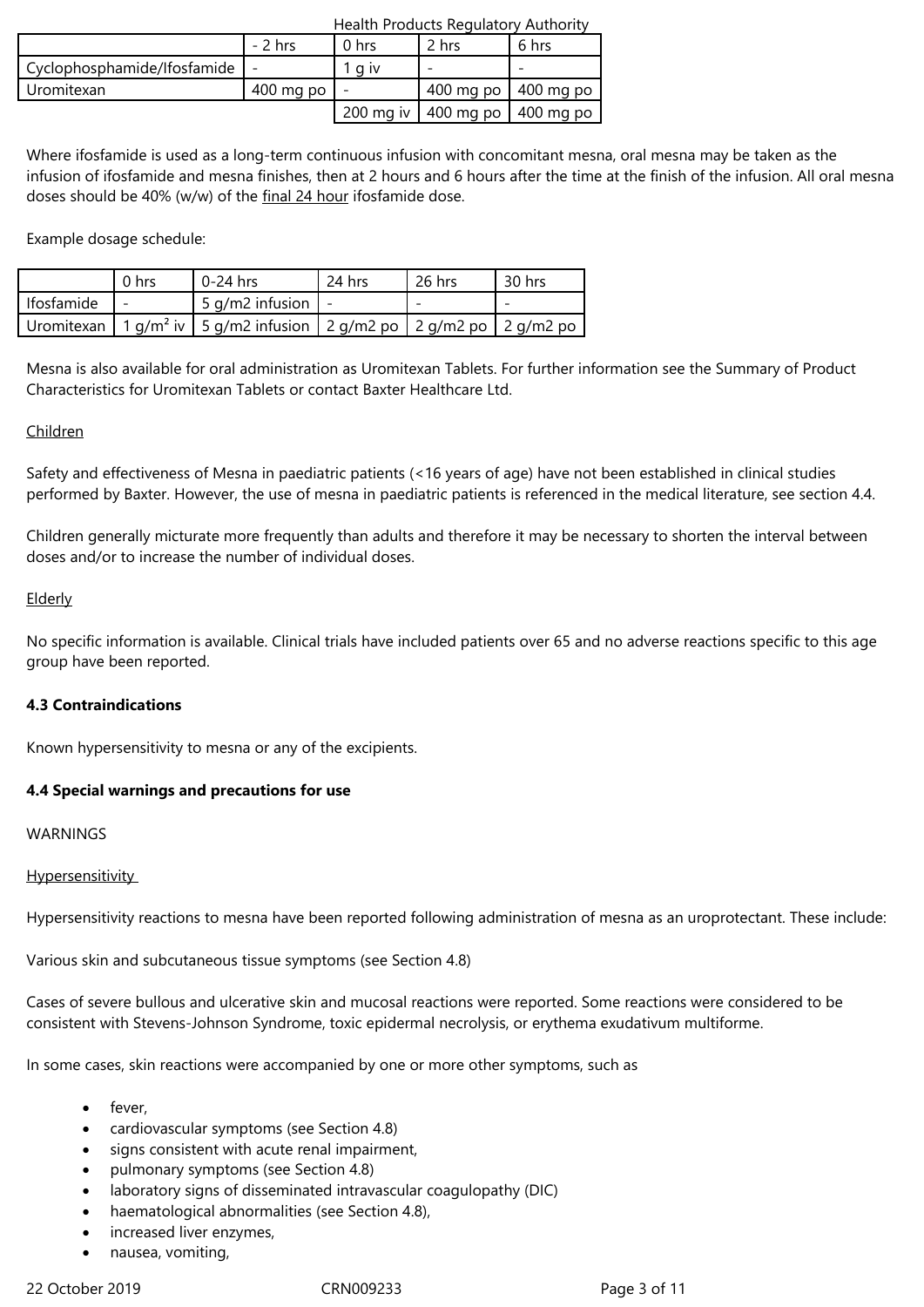|  | - 2 hrs | 0 hrs | 2 hrs | 6 hrs |
| --- | --- | --- | --- | --- |
| Cyclophosphamide/Ifosfamide | - | 1 g iv | - | - |
| Uromitexan | 400 mg po | - | 400 mg po | 400 mg po |
|  |  | 200 mg iv | 400 mg po | 400 mg po |

Where ifosfamide is used as a long-term continuous infusion with concomitant mesna, oral mesna may be taken as the infusion of ifosfamide and mesna finishes, then at 2 hours and 6 hours after the time at the finish of the infusion. All oral mesna doses should be 40% (w/w) of the final 24 hour ifosfamide dose.

Example dosage schedule:

|  | 0 hrs | 0-24 hrs | 24 hrs | 26 hrs | 30 hrs |
| --- | --- | --- | --- | --- | --- |
| Ifosfamide | - | 5 g/m2 infusion | - | - | - |
| Uromitexan | 1 g/m² iv | 5 g/m2 infusion | 2 g/m2 po | 2 g/m2 po | 2 g/m2 po |

Mesna is also available for oral administration as Uromitexan Tablets. For further information see the Summary of Product Characteristics for Uromitexan Tablets or contact Baxter Healthcare Ltd.

Children

Safety and effectiveness of Mesna in paediatric patients (<16 years of age) have not been established in clinical studies performed by Baxter. However, the use of mesna in paediatric patients is referenced in the medical literature, see section 4.4.

Children generally micturate more frequently than adults and therefore it may be necessary to shorten the interval between doses and/or to increase the number of individual doses.

Elderly

No specific information is available. Clinical trials have included patients over 65 and no adverse reactions specific to this age group have been reported.

### 4.3 Contraindications

Known hypersensitivity to mesna or any of the excipients.

### 4.4 Special warnings and precautions for use

WARNINGS

Hypersensitivity

Hypersensitivity reactions to mesna have been reported following administration of mesna as an uroprotectant. These include:

Various skin and subcutaneous tissue symptoms (see Section 4.8)

Cases of severe bullous and ulcerative skin and mucosal reactions were reported. Some reactions were considered to be consistent with Stevens-Johnson Syndrome, toxic epidermal necrolysis, or erythema exudativum multiforme.

In some cases, skin reactions were accompanied by one or more other symptoms, such as

- fever,
- cardiovascular symptoms (see Section 4.8)
- signs consistent with acute renal impairment,
- pulmonary symptoms (see Section 4.8)
- laboratory signs of disseminated intravascular coagulopathy (DIC)
- haematological abnormalities (see Section 4.8),
- increased liver enzymes,
- nausea, vomiting,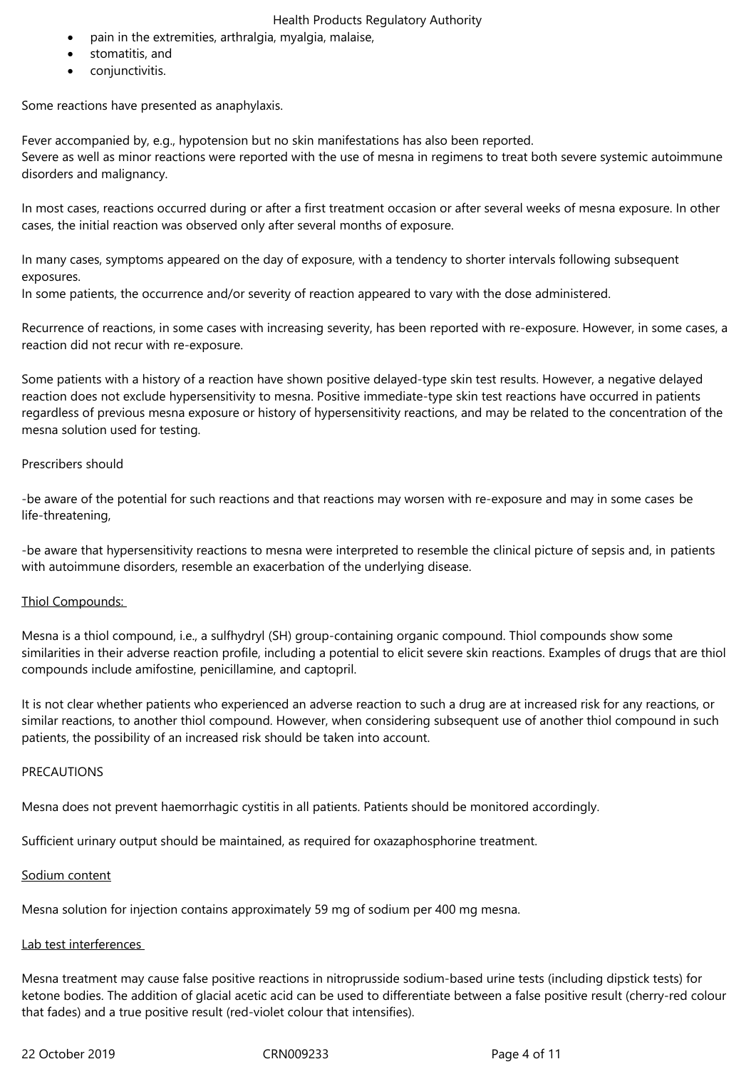- pain in the extremities, arthralgia, myalgia, malaise,
- stomatitis, and
- conjunctivitis.

Some reactions have presented as anaphylaxis.

Fever accompanied by, e.g., hypotension but no skin manifestations has also been reported.
Severe as well as minor reactions were reported with the use of mesna in regimens to treat both severe systemic autoimmune disorders and malignancy.

In most cases, reactions occurred during or after a first treatment occasion or after several weeks of mesna exposure. In other cases, the initial reaction was observed only after several months of exposure.

In many cases, symptoms appeared on the day of exposure, with a tendency to shorter intervals following subsequent exposures.
In some patients, the occurrence and/or severity of reaction appeared to vary with the dose administered.

Recurrence of reactions, in some cases with increasing severity, has been reported with re-exposure. However, in some cases, a reaction did not recur with re-exposure.

Some patients with a history of a reaction have shown positive delayed-type skin test results. However, a negative delayed reaction does not exclude hypersensitivity to mesna. Positive immediate-type skin test reactions have occurred in patients regardless of previous mesna exposure or history of hypersensitivity reactions, and may be related to the concentration of the mesna solution used for testing.

Prescribers should

-be aware of the potential for such reactions and that reactions may worsen with re-exposure and may in some cases be life-threatening,

-be aware that hypersensitivity reactions to mesna were interpreted to resemble the clinical picture of sepsis and, in patients with autoimmune disorders, resemble an exacerbation of the underlying disease.

Thiol Compounds:

Mesna is a thiol compound, i.e., a sulfhydryl (SH) group-containing organic compound. Thiol compounds show some similarities in their adverse reaction profile, including a potential to elicit severe skin reactions. Examples of drugs that are thiol compounds include amifostine, penicillamine, and captopril.

It is not clear whether patients who experienced an adverse reaction to such a drug are at increased risk for any reactions, or similar reactions, to another thiol compound. However, when considering subsequent use of another thiol compound in such patients, the possibility of an increased risk should be taken into account.

PRECAUTIONS

Mesna does not prevent haemorrhagic cystitis in all patients. Patients should be monitored accordingly.

Sufficient urinary output should be maintained, as required for oxazaphosphorine treatment.

Sodium content

Mesna solution for injection contains approximately 59 mg of sodium per 400 mg mesna.

Lab test interferences

Mesna treatment may cause false positive reactions in nitroprusside sodium-based urine tests (including dipstick tests) for ketone bodies. The addition of glacial acetic acid can be used to differentiate between a false positive result (cherry-red colour that fades) and a true positive result (red-violet colour that intensifies).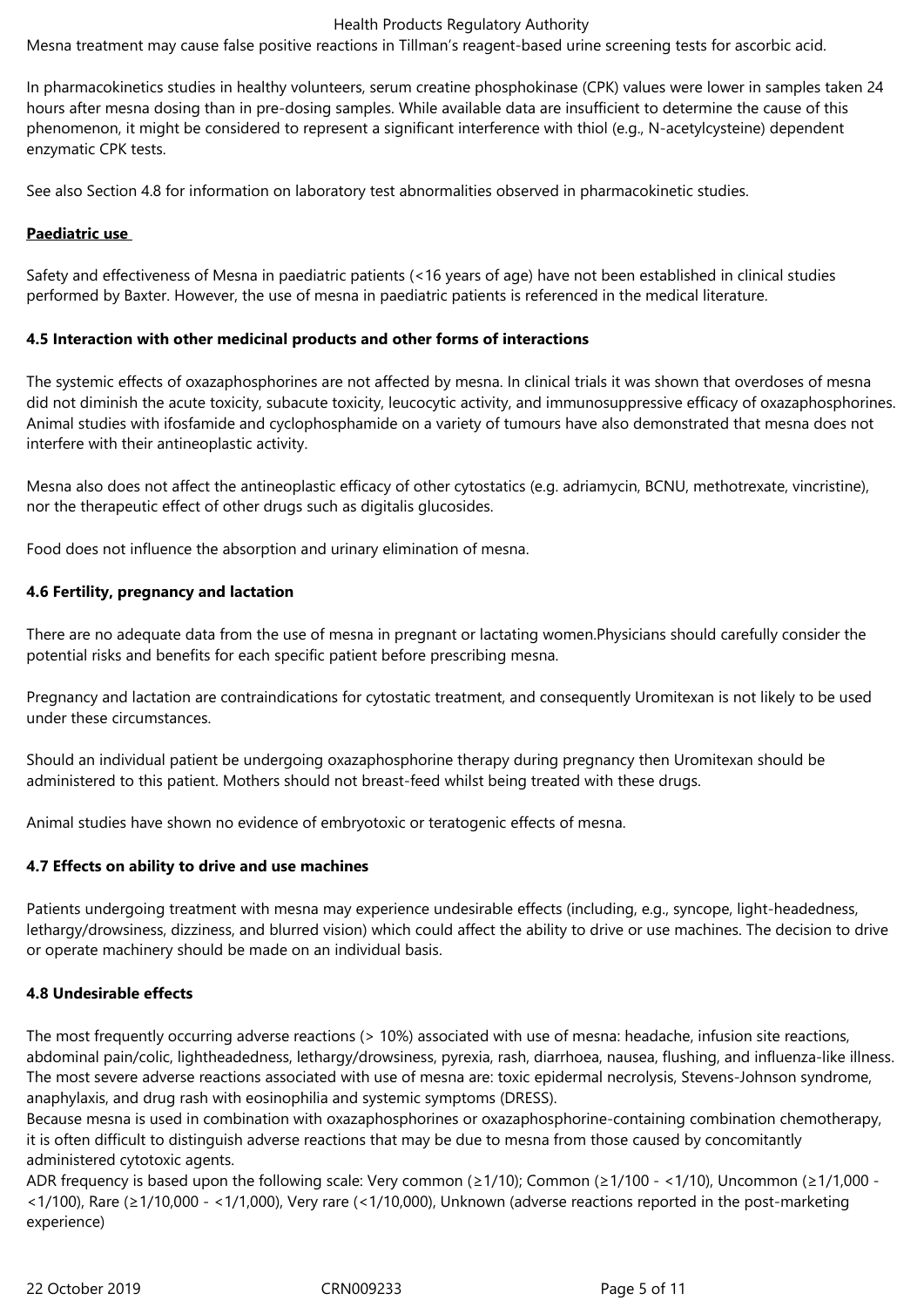Mesna treatment may cause false positive reactions in Tillman's reagent-based urine screening tests for ascorbic acid.

In pharmacokinetics studies in healthy volunteers, serum creatine phosphokinase (CPK) values were lower in samples taken 24 hours after mesna dosing than in pre-dosing samples. While available data are insufficient to determine the cause of this phenomenon, it might be considered to represent a significant interference with thiol (e.g., N-acetylcysteine) dependent enzymatic CPK tests.

See also Section 4.8 for information on laboratory test abnormalities observed in pharmacokinetic studies.

**Paediatric use**

Safety and effectiveness of Mesna in paediatric patients (<16 years of age) have not been established in clinical studies performed by Baxter. However, the use of mesna in paediatric patients is referenced in the medical literature.

### 4.5 Interaction with other medicinal products and other forms of interactions

The systemic effects of oxazaphosphorines are not affected by mesna. In clinical trials it was shown that overdoses of mesna did not diminish the acute toxicity, subacute toxicity, leucocytic activity, and immunosuppressive efficacy of oxazaphosphorines. Animal studies with ifosfamide and cyclophosphamide on a variety of tumours have also demonstrated that mesna does not interfere with their antineoplastic activity.

Mesna also does not affect the antineoplastic efficacy of other cytostatics (e.g. adriamycin, BCNU, methotrexate, vincristine), nor the therapeutic effect of other drugs such as digitalis glucosides.

Food does not influence the absorption and urinary elimination of mesna.

### 4.6 Fertility, pregnancy and lactation

There are no adequate data from the use of mesna in pregnant or lactating women.Physicians should carefully consider the potential risks and benefits for each specific patient before prescribing mesna.

Pregnancy and lactation are contraindications for cytostatic treatment, and consequently Uromitexan is not likely to be used under these circumstances.

Should an individual patient be undergoing oxazaphosphorine therapy during pregnancy then Uromitexan should be administered to this patient. Mothers should not breast-feed whilst being treated with these drugs.

Animal studies have shown no evidence of embryotoxic or teratogenic effects of mesna.

### 4.7 Effects on ability to drive and use machines

Patients undergoing treatment with mesna may experience undesirable effects (including, e.g., syncope, light-headedness, lethargy/drowsiness, dizziness, and blurred vision) which could affect the ability to drive or use machines. The decision to drive or operate machinery should be made on an individual basis.

### 4.8 Undesirable effects

The most frequently occurring adverse reactions (> 10%) associated with use of mesna: headache, infusion site reactions, abdominal pain/colic, lightheadedness, lethargy/drowsiness, pyrexia, rash, diarrhoea, nausea, flushing, and influenza-like illness. The most severe adverse reactions associated with use of mesna are: toxic epidermal necrolysis, Stevens-Johnson syndrome, anaphylaxis, and drug rash with eosinophilia and systemic symptoms (DRESS).
Because mesna is used in combination with oxazaphosphorines or oxazaphosphorine-containing combination chemotherapy, it is often difficult to distinguish adverse reactions that may be due to mesna from those caused by concomitantly administered cytotoxic agents.
ADR frequency is based upon the following scale: Very common (≥1/10); Common (≥1/100 - <1/10), Uncommon (≥1/1,000 - <1/100), Rare (≥1/10,000 - <1/1,000), Very rare (<1/10,000), Unknown (adverse reactions reported in the post-marketing experience)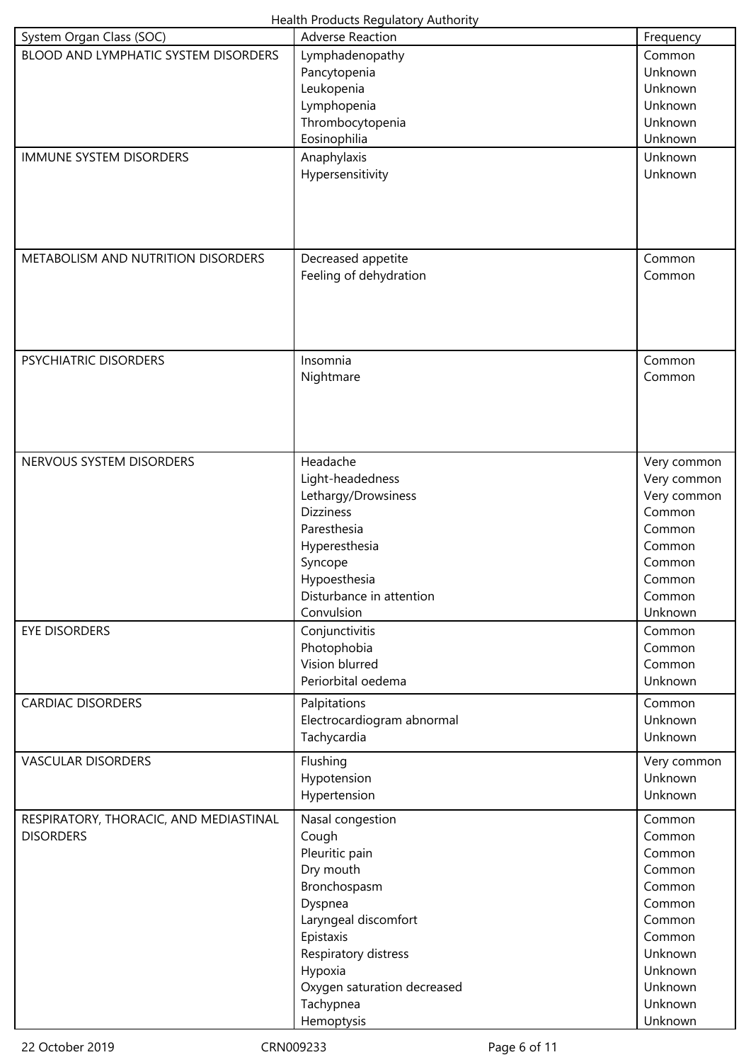| System Organ Class (SOC) | Adverse Reaction | Frequency |
|---|---|---|
| BLOOD AND LYMPHATIC SYSTEM DISORDERS | Lymphadenopathy | Common |
| | Pancytopenia | Unknown |
| | Leukopenia | Unknown |
| | Lymphopenia | Unknown |
| | Thrombocytopenia | Unknown |
| | Eosinophilia | Unknown |
| IMMUNE SYSTEM DISORDERS | Anaphylaxis | Unknown |
| | Hypersensitivity | Unknown |
| METABOLISM AND NUTRITION DISORDERS | Decreased appetite | Common |
| | Feeling of dehydration | Common |
| PSYCHIATRIC DISORDERS | Insomnia | Common |
| | Nightmare | Common |
| NERVOUS SYSTEM DISORDERS | Headache | Very common |
| | Light-headedness | Very common |
| | Lethargy/Drowsiness | Very common |
| | Dizziness | Common |
| | Paresthesia | Common |
| | Hyperesthesia | Common |
| | Syncope | Common |
| | Hypoesthesia | Common |
| | Disturbance in attention | Common |
| | Convulsion | Unknown |
| EYE DISORDERS | Conjunctivitis | Common |
| | Photophobia | Common |
| | Vision blurred | Common |
| | Periorbital oedema | Unknown |
| CARDIAC DISORDERS | Palpitations | Common |
| | Electrocardiogram abnormal | Unknown |
| | Tachycardia | Unknown |
| VASCULAR DISORDERS | Flushing | Very common |
| | Hypotension | Unknown |
| | Hypertension | Unknown |
| RESPIRATORY, THORACIC, AND MEDIASTINAL DISORDERS | Nasal congestion | Common |
| | Cough | Common |
| | Pleuritic pain | Common |
| | Dry mouth | Common |
| | Bronchospasm | Common |
| | Dyspnea | Common |
| | Laryngeal discomfort | Common |
| | Epistaxis | Common |
| | Respiratory distress | Unknown |
| | Hypoxia | Unknown |
| | Oxygen saturation decreased | Unknown |
| | Tachypnea | Unknown |
| | Hemoptysis | Unknown |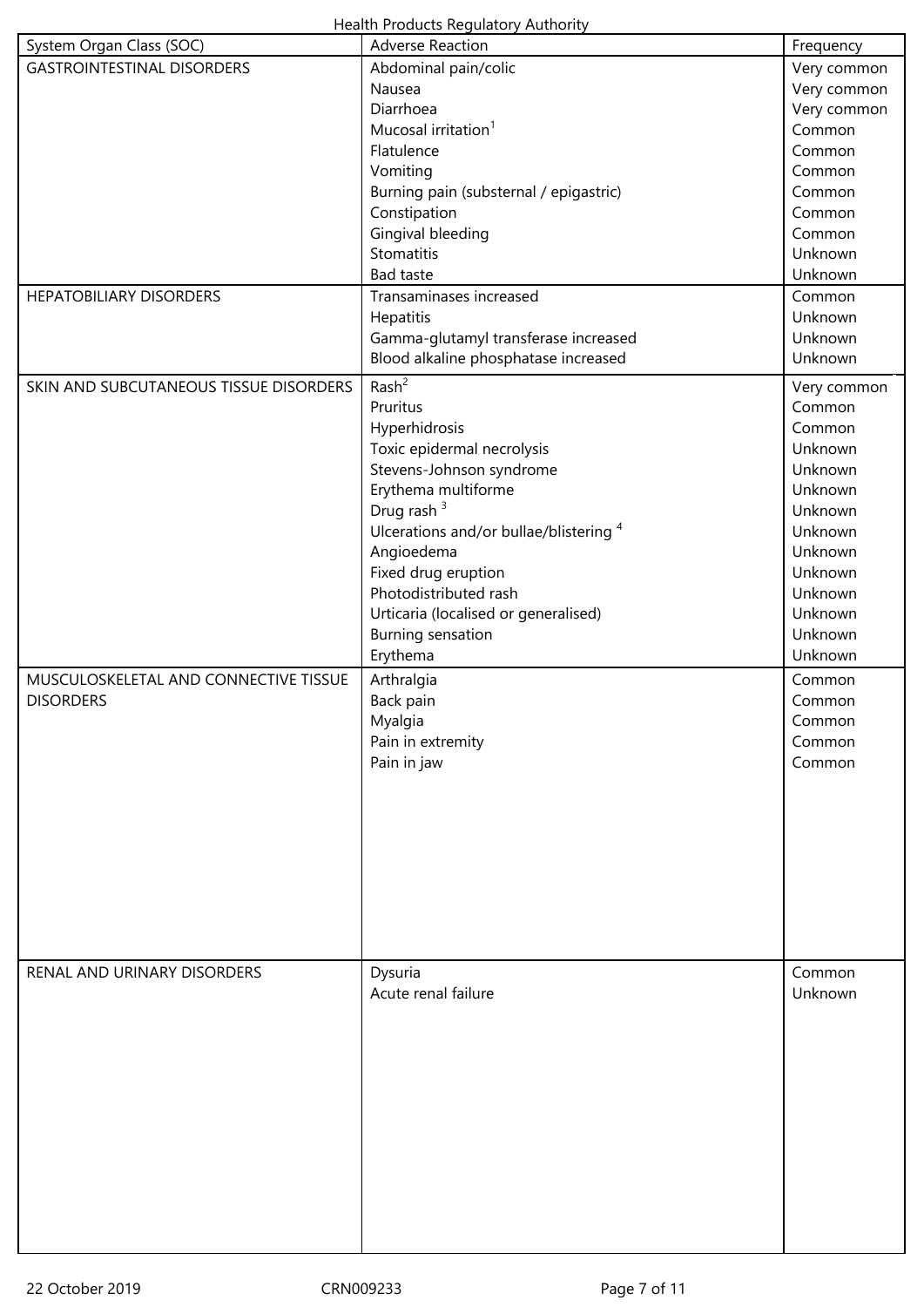| System Organ Class (SOC) | Adverse Reaction | Frequency |
|---|---|---|
| GASTROINTESTINAL DISORDERS | Abdominal pain/colic | Very common |
| | Nausea | Very common |
| | Diarrhoea | Very common |
| | Mucosal irritation[1] | Common |
| | Flatulence | Common |
| | Vomiting | Common |
| | Burning pain (substernal / epigastric) | Common |
| | Constipation | Common |
| | Gingival bleeding | Common |
| | Stomatitis | Unknown |
| | Bad taste | Unknown |
| HEPATOBILIARY DISORDERS | Transaminases increased | Common |
| | Hepatitis | Unknown |
| | Gamma-glutamyl transferase increased | Unknown |
| | Blood alkaline phosphatase increased | Unknown |
| SKIN AND SUBCUTANEOUS TISSUE DISORDERS | Rash[2] | Very common |
| | Pruritus | Common |
| | Hyperhidrosis | Common |
| | Toxic epidermal necrolysis | Unknown |
| | Stevens-Johnson syndrome | Unknown |
| | Erythema multiforme | Unknown |
| | Drug rash [3] | Unknown |
| | Ulcerations and/or bullae/blistering [4] | Unknown |
| | Angioedema | Unknown |
| | Fixed drug eruption | Unknown |
| | Photodistributed rash | Unknown |
| | Urticaria (localised or generalised) | Unknown |
| | Burning sensation | Unknown |
| | Erythema | Unknown |
| MUSCULOSKELETAL AND CONNECTIVE TISSUE DISORDERS | Arthralgia | Common |
| | Back pain | Common |
| | Myalgia | Common |
| | Pain in extremity | Common |
| | Pain in jaw | Common |
| RENAL AND URINARY DISORDERS | Dysuria | Common |
| | Acute renal failure | Unknown |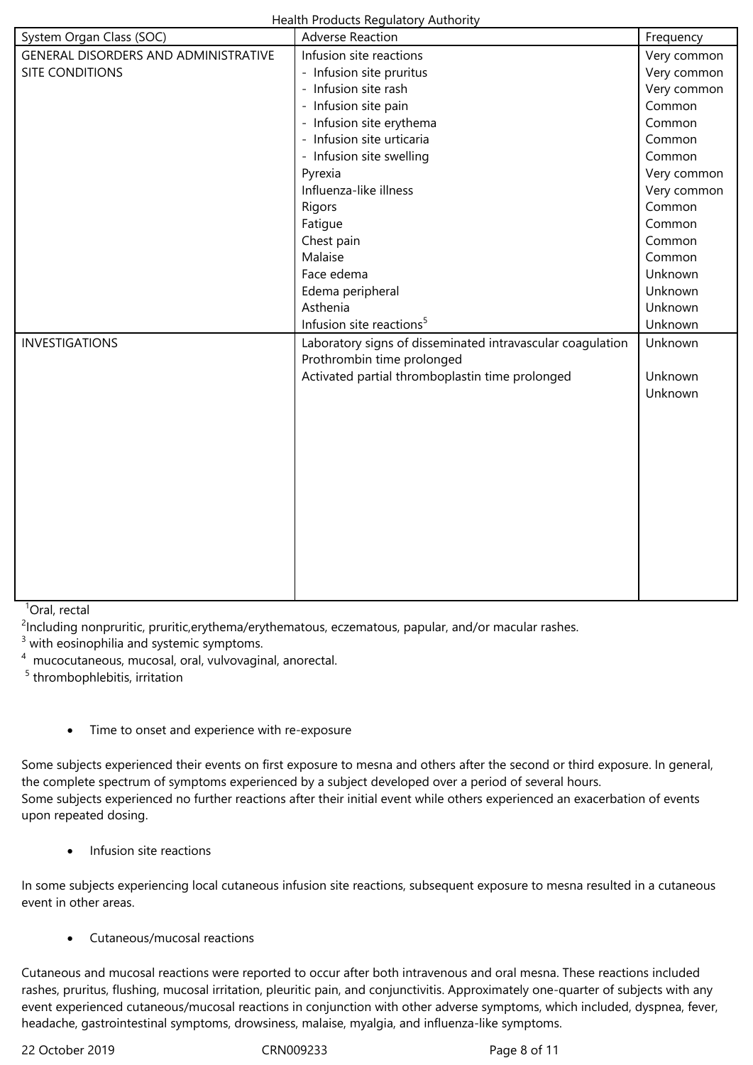| System Organ Class (SOC) | Adverse Reaction | Frequency |
|---|---|---|
| GENERAL DISORDERS AND ADMINISTRATIVE SITE CONDITIONS | Infusion site reactions | Very common |
| | - Infusion site pruritus | Very common |
| | - Infusion site rash | Very common |
| | - Infusion site pain | Common |
| | - Infusion site erythema | Common |
| | - Infusion site urticaria | Common |
| | - Infusion site swelling | Common |
| | Pyrexia | Very common |
| | Influenza-like illness | Very common |
| | Rigors | Common |
| | Fatigue | Common |
| | Chest pain | Common |
| | Malaise | Common |
| | Face edema | Unknown |
| | Edema peripheral | Unknown |
| | Asthenia | Unknown |
| | Infusion site reactions[5] | Unknown |
| INVESTIGATIONS | Laboratory signs of disseminated intravascular coagulation | Unknown |
| | Prothrombin time prolonged | Unknown |
| | Activated partial thromboplastin time prolonged | Unknown |

[1]Oral, rectal

[2]Including nonpruritic, pruritic,erythema/erythematous, eczematous, papular, and/or macular rashes.

[3] with eosinophilia and systemic symptoms.

[4] mucocutaneous, mucosal, oral, vulvovaginal, anorectal.

[5] thrombophlebitis, irritation

- Time to onset and experience with re-exposure

Some subjects experienced their events on first exposure to mesna and others after the second or third exposure. In general, the complete spectrum of symptoms experienced by a subject developed over a period of several hours.
Some subjects experienced no further reactions after their initial event while others experienced an exacerbation of events upon repeated dosing.

- Infusion site reactions

In some subjects experiencing local cutaneous infusion site reactions, subsequent exposure to mesna resulted in a cutaneous event in other areas.

- Cutaneous/mucosal reactions

Cutaneous and mucosal reactions were reported to occur after both intravenous and oral mesna. These reactions included rashes, pruritus, flushing, mucosal irritation, pleuritic pain, and conjunctivitis. Approximately one-quarter of subjects with any event experienced cutaneous/mucosal reactions in conjunction with other adverse symptoms, which included, dyspnea, fever, headache, gastrointestinal symptoms, drowsiness, malaise, myalgia, and influenza-like symptoms.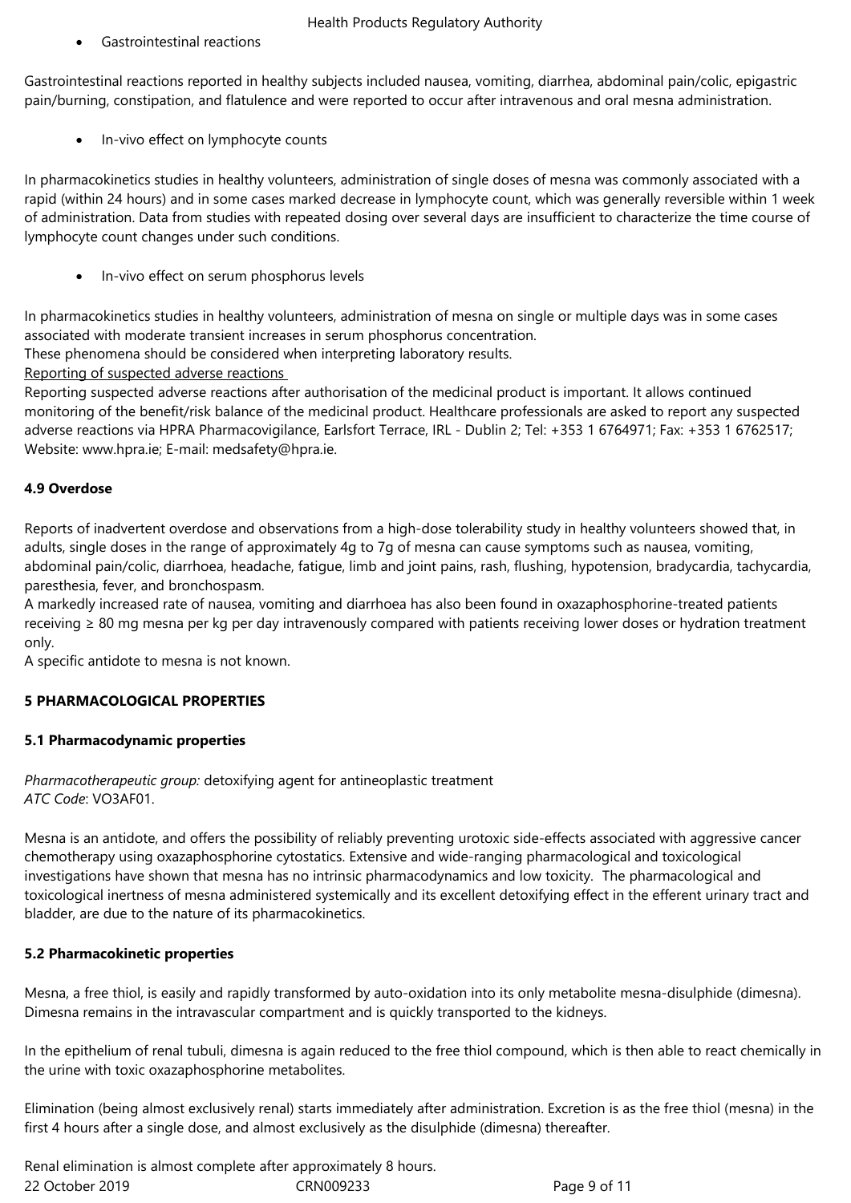- Gastrointestinal reactions

Gastrointestinal reactions reported in healthy subjects included nausea, vomiting, diarrhea, abdominal pain/colic, epigastric pain/burning, constipation, and flatulence and were reported to occur after intravenous and oral mesna administration.

- In-vivo effect on lymphocyte counts

In pharmacokinetics studies in healthy volunteers, administration of single doses of mesna was commonly associated with a rapid (within 24 hours) and in some cases marked decrease in lymphocyte count, which was generally reversible within 1 week of administration. Data from studies with repeated dosing over several days are insufficient to characterize the time course of lymphocyte count changes under such conditions.

- In-vivo effect on serum phosphorus levels

In pharmacokinetics studies in healthy volunteers, administration of mesna on single or multiple days was in some cases associated with moderate transient increases in serum phosphorus concentration.
These phenomena should be considered when interpreting laboratory results.

Reporting of suspected adverse reactions

Reporting suspected adverse reactions after authorisation of the medicinal product is important. It allows continued monitoring of the benefit/risk balance of the medicinal product. Healthcare professionals are asked to report any suspected adverse reactions via HPRA Pharmacovigilance, Earlsfort Terrace, IRL - Dublin 2; Tel: +353 1 6764971; Fax: +353 1 6762517; Website: www.hpra.ie; E-mail: medsafety@hpra.ie.

**4.9 Overdose**

Reports of inadvertent overdose and observations from a high-dose tolerability study in healthy volunteers showed that, in adults, single doses in the range of approximately 4g to 7g of mesna can cause symptoms such as nausea, vomiting, abdominal pain/colic, diarrhoea, headache, fatigue, limb and joint pains, rash, flushing, hypotension, bradycardia, tachycardia, paresthesia, fever, and bronchospasm.
A markedly increased rate of nausea, vomiting and diarrhoea has also been found in oxazaphosphorine-treated patients receiving ≥ 80 mg mesna per kg per day intravenously compared with patients receiving lower doses or hydration treatment only.
A specific antidote to mesna is not known.

**5 PHARMACOLOGICAL PROPERTIES**

**5.1 Pharmacodynamic properties**

*Pharmacotherapeutic group:* detoxifying agent for antineoplastic treatment
*ATC Code*: VO3AF01.

Mesna is an antidote, and offers the possibility of reliably preventing urotoxic side-effects associated with aggressive cancer chemotherapy using oxazaphosphorine cytostatics. Extensive and wide-ranging pharmacological and toxicological investigations have shown that mesna has no intrinsic pharmacodynamics and low toxicity. The pharmacological and toxicological inertness of mesna administered systemically and its excellent detoxifying effect in the efferent urinary tract and bladder, are due to the nature of its pharmacokinetics.

**5.2 Pharmacokinetic properties**

Mesna, a free thiol, is easily and rapidly transformed by auto-oxidation into its only metabolite mesna-disulphide (dimesna). Dimesna remains in the intravascular compartment and is quickly transported to the kidneys.

In the epithelium of renal tubuli, dimesna is again reduced to the free thiol compound, which is then able to react chemically in the urine with toxic oxazaphosphorine metabolites.

Elimination (being almost exclusively renal) starts immediately after administration. Excretion is as the free thiol (mesna) in the first 4 hours after a single dose, and almost exclusively as the disulphide (dimesna) thereafter.

Renal elimination is almost complete after approximately 8 hours.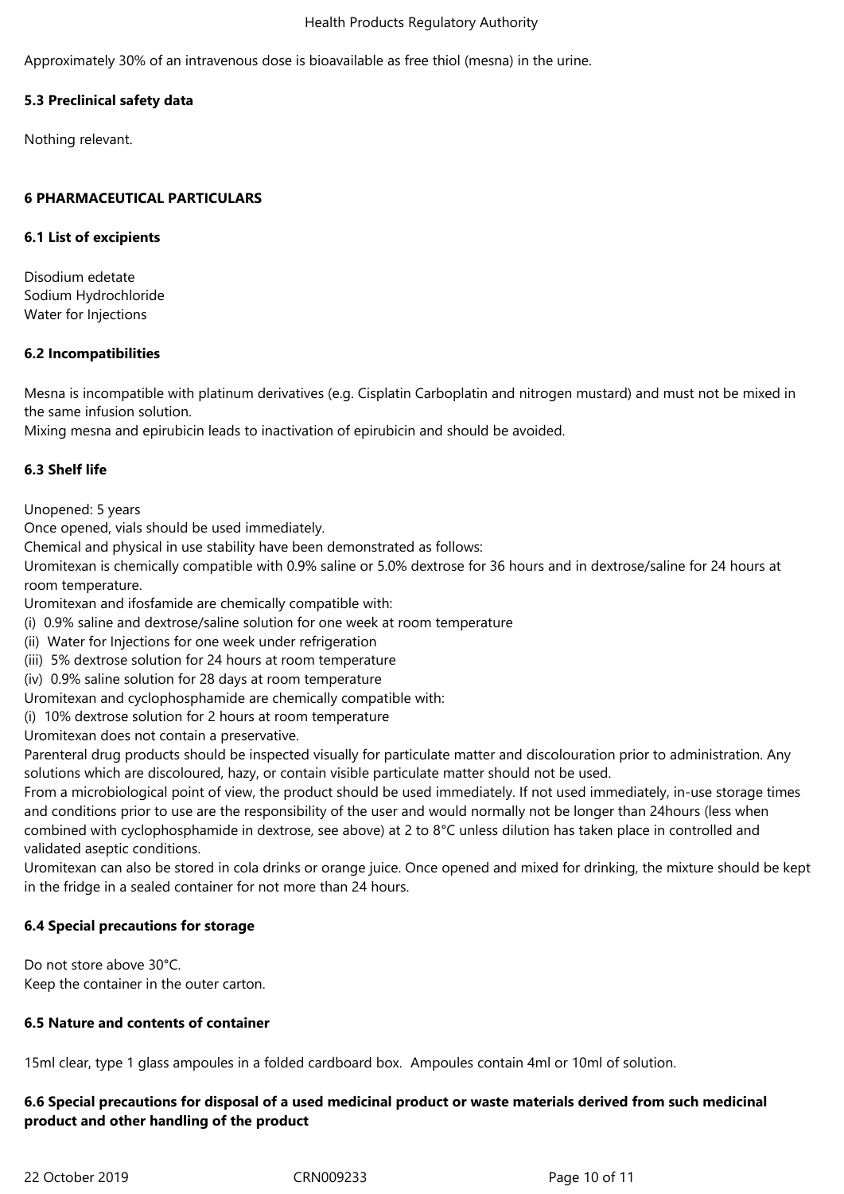Approximately 30% of an intravenous dose is bioavailable as free thiol (mesna) in the urine.

**5.3 Preclinical safety data**

Nothing relevant.

**6 PHARMACEUTICAL PARTICULARS**

**6.1 List of excipients**

Disodium edetate
Sodium Hydrochloride
Water for Injections

**6.2 Incompatibilities**

Mesna is incompatible with platinum derivatives (e.g. Cisplatin Carboplatin and nitrogen mustard) and must not be mixed in the same infusion solution.
Mixing mesna and epirubicin leads to inactivation of epirubicin and should be avoided.

**6.3 Shelf life**

Unopened: 5 years
Once opened, vials should be used immediately.
Chemical and physical in use stability have been demonstrated as follows:
Uromitexan is chemically compatible with 0.9% saline or 5.0% dextrose for 36 hours and in dextrose/saline for 24 hours at room temperature.
Uromitexan and ifosfamide are chemically compatible with:
(i) 0.9% saline and dextrose/saline solution for one week at room temperature
(ii) Water for Injections for one week under refrigeration
(iii) 5% dextrose solution for 24 hours at room temperature
(iv) 0.9% saline solution for 28 days at room temperature
Uromitexan and cyclophosphamide are chemically compatible with:
(i) 10% dextrose solution for 2 hours at room temperature
Uromitexan does not contain a preservative.
Parenteral drug products should be inspected visually for particulate matter and discolouration prior to administration. Any solutions which are discoloured, hazy, or contain visible particulate matter should not be used.
From a microbiological point of view, the product should be used immediately. If not used immediately, in-use storage times and conditions prior to use are the responsibility of the user and would normally not be longer than 24hours (less when combined with cyclophosphamide in dextrose, see above) at 2 to 8°C unless dilution has taken place in controlled and validated aseptic conditions.
Uromitexan can also be stored in cola drinks or orange juice. Once opened and mixed for drinking, the mixture should be kept in the fridge in a sealed container for not more than 24 hours.

**6.4 Special precautions for storage**

Do not store above 30°C.
Keep the container in the outer carton.

**6.5 Nature and contents of container**

15ml clear, type 1 glass ampoules in a folded cardboard box. Ampoules contain 4ml or 10ml of solution.

**6.6 Special precautions for disposal of a used medicinal product or waste materials derived from such medicinal product and other handling of the product**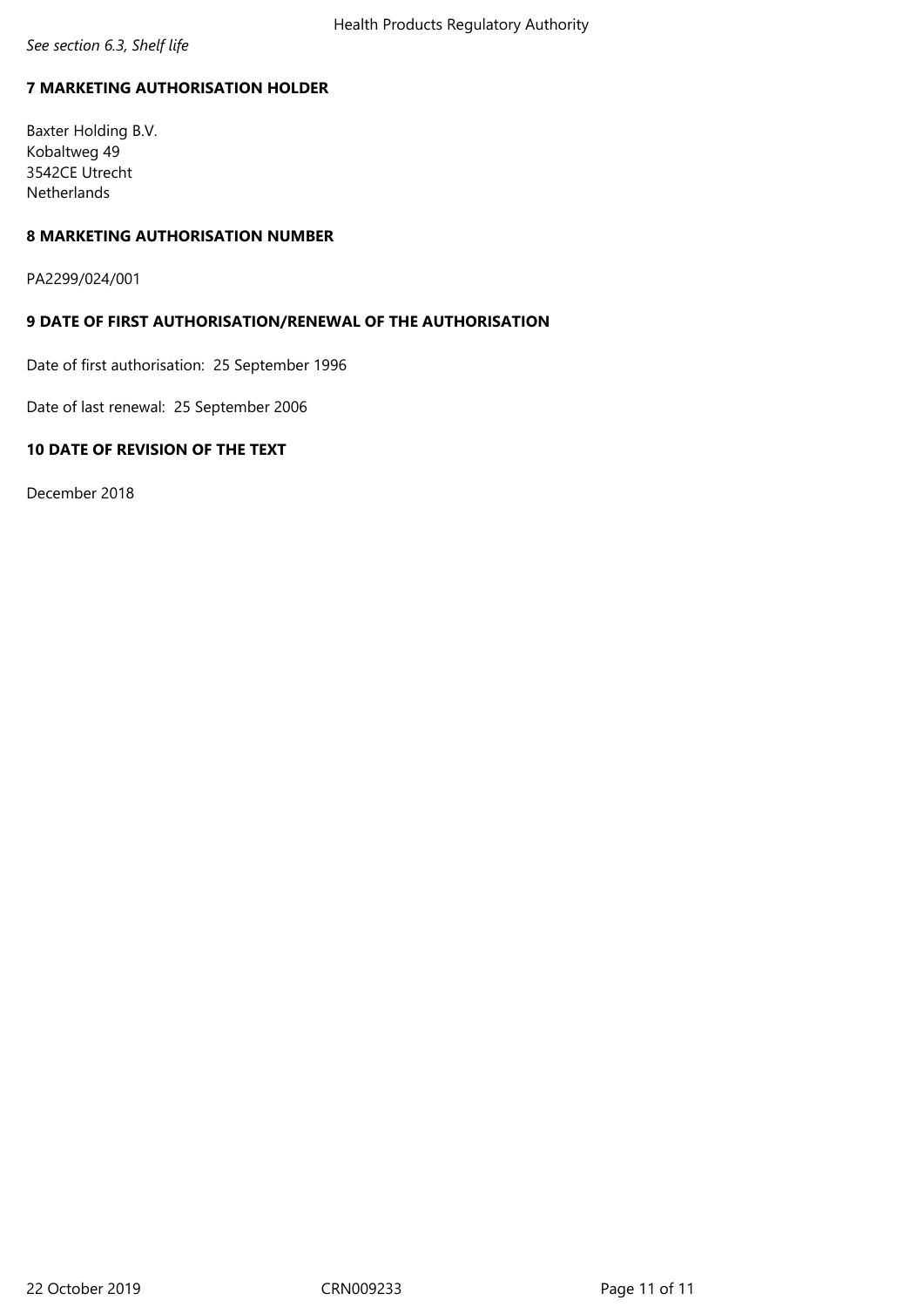*See section 6.3, Shelf life*

## 7 MARKETING AUTHORISATION HOLDER

Baxter Holding B.V.
Kobaltweg 49
3542CE Utrecht
Netherlands

## 8 MARKETING AUTHORISATION NUMBER

PA2299/024/001

## 9 DATE OF FIRST AUTHORISATION/RENEWAL OF THE AUTHORISATION

Date of first authorisation: 25 September 1996

Date of last renewal: 25 September 2006

## 10 DATE OF REVISION OF THE TEXT

December 2018